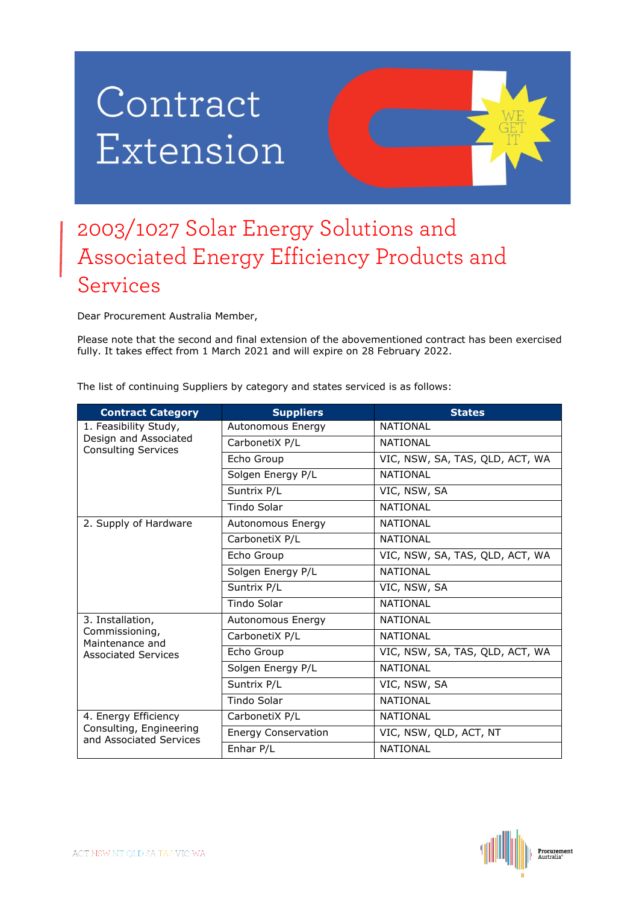# Contract Extension

## 2003/1027 Solar Energy Solutions and Associated Energy Efficiency Products and Services

Dear Procurement Australia Member,

Please note that the second and final extension of the abovementioned contract has been exercised fully. It takes effect from 1 March 2021 and will expire on 28 February 2022.

The list of continuing Suppliers by category and states serviced is as follows:

| Contract Category | Suppliers | States |
|---|---|---|
| 1. Feasibility Study, Design and Associated Consulting Services | Autonomous Energy | NATIONAL |
| | CarbonetiX P/L | NATIONAL |
| | Echo Group | VIC, NSW, SA, TAS, QLD, ACT, WA |
| | Solgen Energy P/L | NATIONAL |
| | Suntrix P/L | VIC, NSW, SA |
| | Tindo Solar | NATIONAL |
| 2. Supply of Hardware | Autonomous Energy | NATIONAL |
| | CarbonetiX P/L | NATIONAL |
| | Echo Group | VIC, NSW, SA, TAS, QLD, ACT, WA |
| | Solgen Energy P/L | NATIONAL |
| | Suntrix P/L | VIC, NSW, SA |
| | Tindo Solar | NATIONAL |
| 3. Installation, Commissioning, Maintenance and Associated Services | Autonomous Energy | NATIONAL |
| | CarbonetiX P/L | NATIONAL |
| | Echo Group | VIC, NSW, SA, TAS, QLD, ACT, WA |
| | Solgen Energy P/L | NATIONAL |
| | Suntrix P/L | VIC, NSW, SA |
| | Tindo Solar | NATIONAL |
| 4. Energy Efficiency Consulting, Engineering and Associated Services | CarbonetiX P/L | NATIONAL |
| | Energy Conservation | VIC, NSW, QLD, ACT, NT |
| | Enhar P/L | NATIONAL |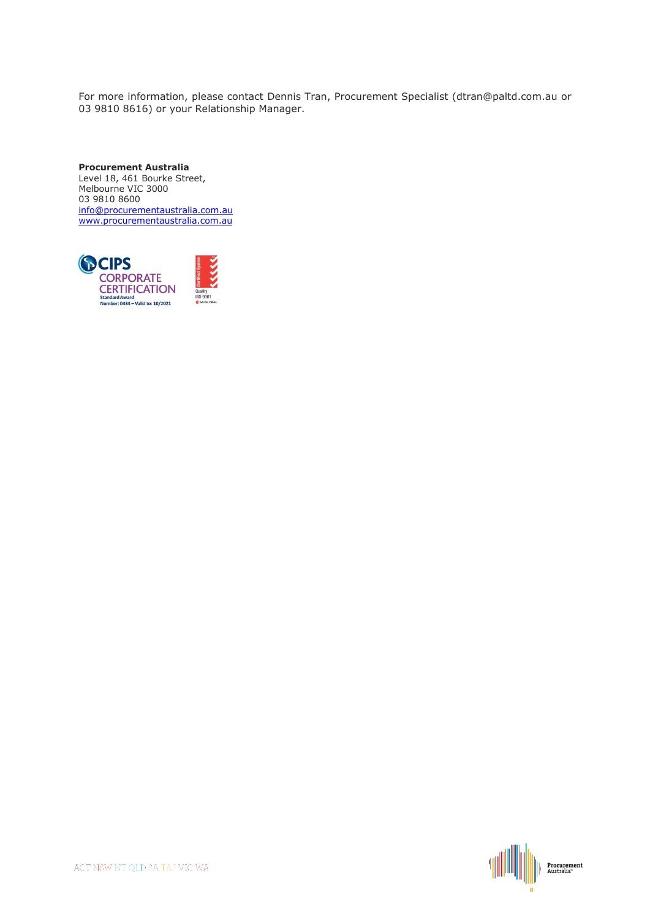For more information, please contact Dennis Tran, Procurement Specialist (dtran@paltd.com.au or 03 9810 8616) or your Relationship Manager.

**Procurement Australia**
Level 18, 461 Bourke Street,
Melbourne VIC 3000
03 9810 8600
info@procurementaustralia.com.au
www.procurementaustralia.com.au

CIPS CORPORATE CERTIFICATION
Standard Award
Number: 0434 – Valid to: 10/2021

Certified System
Quality
ISO 9001
SAI GLOBAL